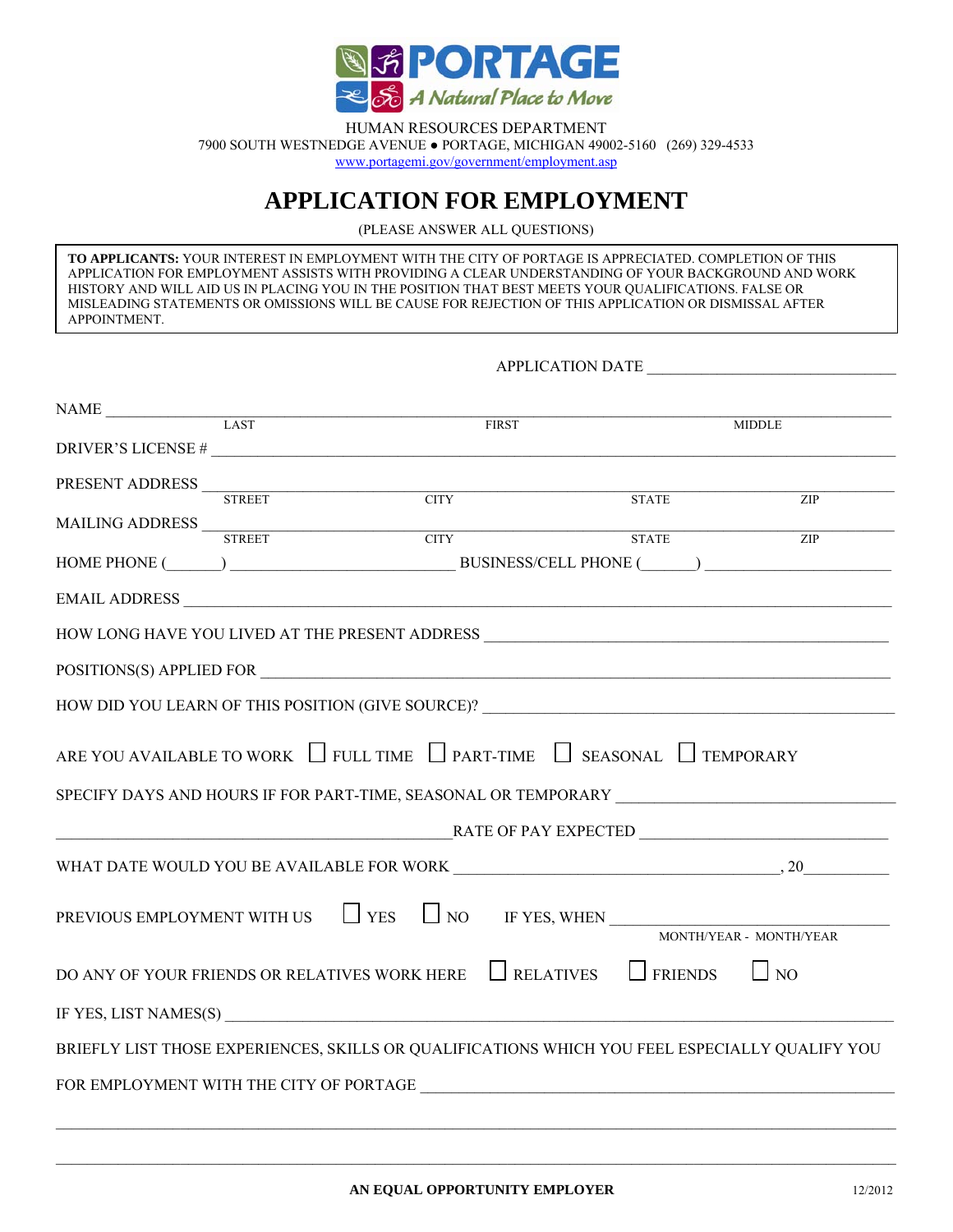PORTAGE
*A Natural Place to Move*

HUMAN RESOURCES DEPARTMENT
7900 SOUTH WESTNEDGE AVENUE ● PORTAGE, MICHIGAN 49002-5160 (269) 329-4533
www.portagemi.gov/government/employment.asp

# APPLICATION FOR EMPLOYMENT

(PLEASE ANSWER ALL QUESTIONS)

**TO APPLICANTS:** YOUR INTEREST IN EMPLOYMENT WITH THE CITY OF PORTAGE IS APPRECIATED. COMPLETION OF THIS APPLICATION FOR EMPLOYMENT ASSISTS WITH PROVIDING A CLEAR UNDERSTANDING OF YOUR BACKGROUND AND WORK HISTORY AND WILL AID US IN PLACING YOU IN THE POSITION THAT BEST MEETS YOUR QUALIFICATIONS. FALSE OR MISLEADING STATEMENTS OR OMISSIONS WILL BE CAUSE FOR REJECTION OF THIS APPLICATION OR DISMISSAL AFTER APPOINTMENT.

APPLICATION DATE ______________________________

NAME ____________________________________________________________
LAST FIRST MIDDLE

DRIVER'S LICENSE # ____________________________________________________________

PRESENT ADDRESS ____________________________________________________________
STREET CITY STATE ZIP

MAILING ADDRESS ____________________________________________________________
STREET CITY STATE ZIP

HOME PHONE (______) ______________________ BUSINESS/CELL PHONE (______) ____________________

EMAIL ADDRESS ____________________________________________________________

HOW LONG HAVE YOU LIVED AT THE PRESENT ADDRESS ______________________________

POSITIONS(S) APPLIED FOR ____________________________________________________________

HOW DID YOU LEARN OF THIS POSITION (GIVE SOURCE)? ______________________________

ARE YOU AVAILABLE TO WORK ☐ FULL TIME ☐ PART-TIME ☐ SEASONAL ☐ TEMPORARY

SPECIFY DAYS AND HOURS IF FOR PART-TIME, SEASONAL OR TEMPORARY ______________________________

______________________________ RATE OF PAY EXPECTED ______________________________

WHAT DATE WOULD YOU BE AVAILABLE FOR WORK ______________________________, 20__________

PREVIOUS EMPLOYMENT WITH US ☐ YES ☐ NO IF YES, WHEN ______________________________
MONTH/YEAR - MONTH/YEAR

DO ANY OF YOUR FRIENDS OR RELATIVES WORK HERE ☐ RELATIVES ☐ FRIENDS ☐ NO

IF YES, LIST NAMES(S) ____________________________________________________________

BRIEFLY LIST THOSE EXPERIENCES, SKILLS OR QUALIFICATIONS WHICH YOU FEEL ESPECIALLY QUALIFY YOU FOR EMPLOYMENT WITH THE CITY OF PORTAGE ____________________________________________________________

____________________________________________________________

____________________________________________________________

**AN EQUAL OPPORTUNITY EMPLOYER**

12/2012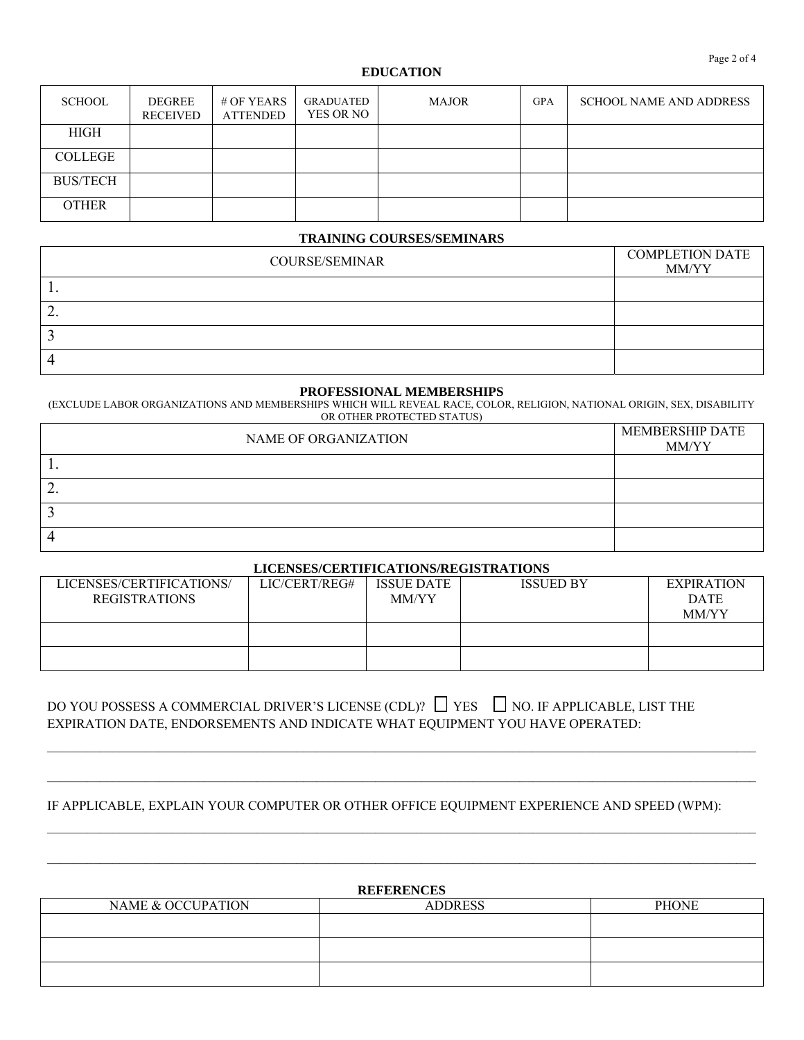## EDUCATION

| SCHOOL | DEGREE RECEIVED | # OF YEARS ATTENDED | GRADUATED YES OR NO | MAJOR | GPA | SCHOOL NAME AND ADDRESS |
|---|---|---|---|---|---|---|
| HIGH | | | | | | |
| COLLEGE | | | | | | |
| BUS/TECH | | | | | | |
| OTHER | | | | | | |

## TRAINING COURSES/SEMINARS

| COURSE/SEMINAR | COMPLETION DATE MM/YY |
|---|---|
| 1. | |
| 2. | |
| 3 | |
| 4 | |

## PROFESSIONAL MEMBERSHIPS

(EXCLUDE LABOR ORGANIZATIONS AND MEMBERSHIPS WHICH WILL REVEAL RACE, COLOR, RELIGION, NATIONAL ORIGIN, SEX, DISABILITY OR OTHER PROTECTED STATUS)

| NAME OF ORGANIZATION | MEMBERSHIP DATE MM/YY |
|---|---|
| 1. | |
| 2. | |
| 3 | |
| 4 | |

## LICENSES/CERTIFICATIONS/REGISTRATIONS

| LICENSES/CERTIFICATIONS/ REGISTRATIONS | LIC/CERT/REG# | ISSUE DATE MM/YY | ISSUED BY | EXPIRATION DATE MM/YY |
|---|---|---|---|---|
| | | | | |
| | | | | |

DO YOU POSSESS A COMMERCIAL DRIVER'S LICENSE (CDL)? ☐ YES ☐ NO. IF APPLICABLE, LIST THE EXPIRATION DATE, ENDORSEMENTS AND INDICATE WHAT EQUIPMENT YOU HAVE OPERATED:

______________________________________________________________________________

______________________________________________________________________________

IF APPLICABLE, EXPLAIN YOUR COMPUTER OR OTHER OFFICE EQUIPMENT EXPERIENCE AND SPEED (WPM):

______________________________________________________________________________

______________________________________________________________________________

## REFERENCES

| NAME & OCCUPATION | ADDRESS | PHONE |
|---|---|---|
| | | |
| | | |
| | | |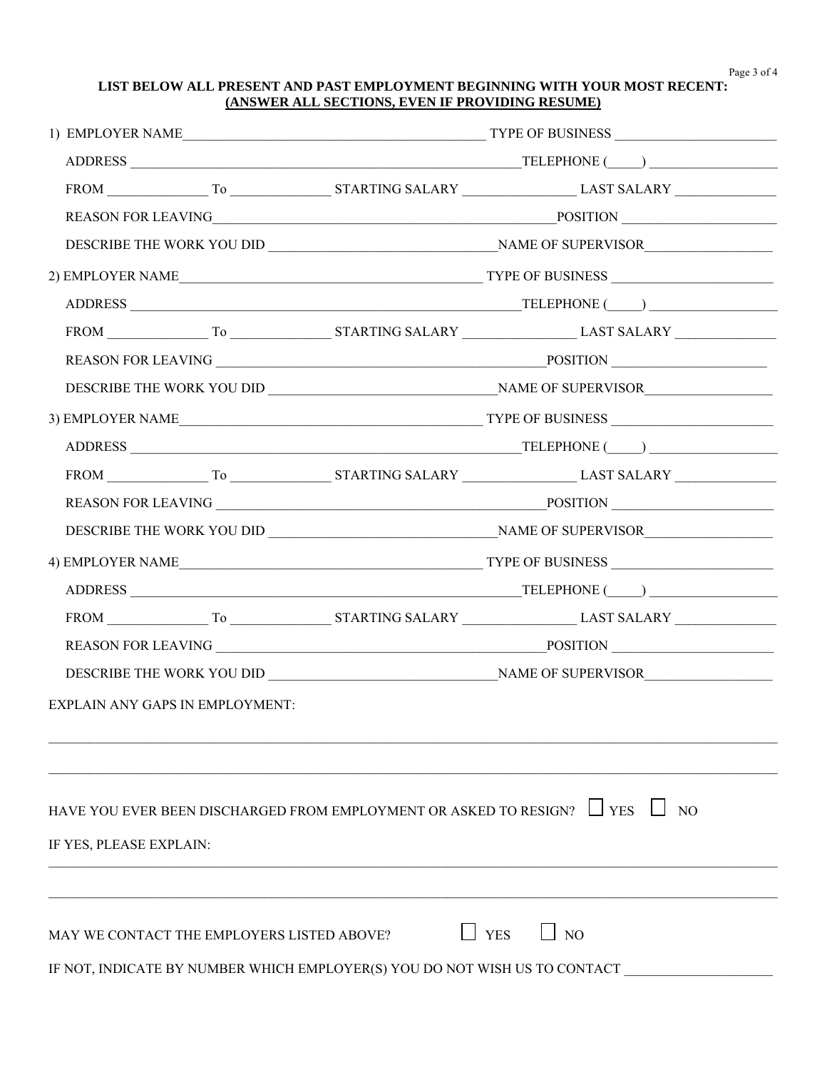**LIST BELOW ALL PRESENT AND PAST EMPLOYMENT BEGINNING WITH YOUR MOST RECENT:**
**(ANSWER ALL SECTIONS, EVEN IF PROVIDING RESUME)**

1) EMPLOYER NAME\_\_\_\_\_\_\_\_\_\_\_\_\_\_\_\_\_\_\_\_\_\_\_\_\_\_\_\_\_\_\_\_\_\_\_\_\_\_\_\_ TYPE OF BUSINESS \_\_\_\_\_\_\_\_\_\_\_\_\_\_\_\_\_\_\_\_\_\_

ADDRESS \_\_\_\_\_\_\_\_\_\_\_\_\_\_\_\_\_\_\_\_\_\_\_\_\_\_\_\_\_\_\_\_\_\_\_\_\_\_\_\_\_\_\_\_\_\_\_\_\_\_\_\_TELEPHONE (\_\_\_\_\_) \_\_\_\_\_\_\_\_\_\_\_\_\_\_\_\_\_\_

FROM \_\_\_\_\_\_\_\_\_\_\_\_\_\_ To \_\_\_\_\_\_\_\_\_\_\_\_\_\_ STARTING SALARY \_\_\_\_\_\_\_\_\_\_\_\_\_\_\_\_ LAST SALARY \_\_\_\_\_\_\_\_\_\_\_\_\_\_

REASON FOR LEAVING\_\_\_\_\_\_\_\_\_\_\_\_\_\_\_\_\_\_\_\_\_\_\_\_\_\_\_\_\_\_\_\_\_\_\_\_\_\_\_\_\_\_\_\_\_\_\_POSITION \_\_\_\_\_\_\_\_\_\_\_\_\_\_\_\_\_\_\_\_\_\_

DESCRIBE THE WORK YOU DID \_\_\_\_\_\_\_\_\_\_\_\_\_\_\_\_\_\_\_\_\_\_\_\_\_\_\_\_\_\_\_\_NAME OF SUPERVISOR\_\_\_\_\_\_\_\_\_\_\_\_\_\_\_\_\_\_

2) EMPLOYER NAME\_\_\_\_\_\_\_\_\_\_\_\_\_\_\_\_\_\_\_\_\_\_\_\_\_\_\_\_\_\_\_\_\_\_\_\_\_\_\_\_ TYPE OF BUSINESS \_\_\_\_\_\_\_\_\_\_\_\_\_\_\_\_\_\_\_\_\_\_

ADDRESS \_\_\_\_\_\_\_\_\_\_\_\_\_\_\_\_\_\_\_\_\_\_\_\_\_\_\_\_\_\_\_\_\_\_\_\_\_\_\_\_\_\_\_\_\_\_\_\_\_\_\_\_TELEPHONE (\_\_\_\_\_) \_\_\_\_\_\_\_\_\_\_\_\_\_\_\_\_\_\_

FROM \_\_\_\_\_\_\_\_\_\_\_\_\_\_ To \_\_\_\_\_\_\_\_\_\_\_\_\_\_ STARTING SALARY \_\_\_\_\_\_\_\_\_\_\_\_\_\_\_\_ LAST SALARY \_\_\_\_\_\_\_\_\_\_\_\_\_\_

REASON FOR LEAVING \_\_\_\_\_\_\_\_\_\_\_\_\_\_\_\_\_\_\_\_\_\_\_\_\_\_\_\_\_\_\_\_\_\_\_\_\_\_\_\_\_\_\_\_\_POSITION \_\_\_\_\_\_\_\_\_\_\_\_\_\_\_\_\_\_\_\_\_\_

DESCRIBE THE WORK YOU DID \_\_\_\_\_\_\_\_\_\_\_\_\_\_\_\_\_\_\_\_\_\_\_\_\_\_\_\_\_\_\_\_NAME OF SUPERVISOR\_\_\_\_\_\_\_\_\_\_\_\_\_\_\_\_\_\_

3) EMPLOYER NAME\_\_\_\_\_\_\_\_\_\_\_\_\_\_\_\_\_\_\_\_\_\_\_\_\_\_\_\_\_\_\_\_\_\_\_\_\_\_\_\_ TYPE OF BUSINESS \_\_\_\_\_\_\_\_\_\_\_\_\_\_\_\_\_\_\_\_\_\_

ADDRESS \_\_\_\_\_\_\_\_\_\_\_\_\_\_\_\_\_\_\_\_\_\_\_\_\_\_\_\_\_\_\_\_\_\_\_\_\_\_\_\_\_\_\_\_\_\_\_\_\_\_\_\_TELEPHONE (\_\_\_\_\_) \_\_\_\_\_\_\_\_\_\_\_\_\_\_\_\_\_\_

FROM \_\_\_\_\_\_\_\_\_\_\_\_\_\_ To \_\_\_\_\_\_\_\_\_\_\_\_\_\_ STARTING SALARY \_\_\_\_\_\_\_\_\_\_\_\_\_\_\_\_ LAST SALARY \_\_\_\_\_\_\_\_\_\_\_\_\_\_

REASON FOR LEAVING \_\_\_\_\_\_\_\_\_\_\_\_\_\_\_\_\_\_\_\_\_\_\_\_\_\_\_\_\_\_\_\_\_\_\_\_\_\_\_\_\_\_\_\_\_POSITION \_\_\_\_\_\_\_\_\_\_\_\_\_\_\_\_\_\_\_\_\_\_

DESCRIBE THE WORK YOU DID \_\_\_\_\_\_\_\_\_\_\_\_\_\_\_\_\_\_\_\_\_\_\_\_\_\_\_\_\_\_\_\_NAME OF SUPERVISOR\_\_\_\_\_\_\_\_\_\_\_\_\_\_\_\_\_\_

4) EMPLOYER NAME\_\_\_\_\_\_\_\_\_\_\_\_\_\_\_\_\_\_\_\_\_\_\_\_\_\_\_\_\_\_\_\_\_\_\_\_\_\_\_\_ TYPE OF BUSINESS \_\_\_\_\_\_\_\_\_\_\_\_\_\_\_\_\_\_\_\_\_\_

ADDRESS \_\_\_\_\_\_\_\_\_\_\_\_\_\_\_\_\_\_\_\_\_\_\_\_\_\_\_\_\_\_\_\_\_\_\_\_\_\_\_\_\_\_\_\_\_\_\_\_\_\_\_\_TELEPHONE (\_\_\_\_\_) \_\_\_\_\_\_\_\_\_\_\_\_\_\_\_\_\_\_

FROM \_\_\_\_\_\_\_\_\_\_\_\_\_\_ To \_\_\_\_\_\_\_\_\_\_\_\_\_\_ STARTING SALARY \_\_\_\_\_\_\_\_\_\_\_\_\_\_\_\_ LAST SALARY \_\_\_\_\_\_\_\_\_\_\_\_\_\_

REASON FOR LEAVING \_\_\_\_\_\_\_\_\_\_\_\_\_\_\_\_\_\_\_\_\_\_\_\_\_\_\_\_\_\_\_\_\_\_\_\_\_\_\_\_\_\_\_\_\_POSITION \_\_\_\_\_\_\_\_\_\_\_\_\_\_\_\_\_\_\_\_\_\_

DESCRIBE THE WORK YOU DID \_\_\_\_\_\_\_\_\_\_\_\_\_\_\_\_\_\_\_\_\_\_\_\_\_\_\_\_\_\_\_\_NAME OF SUPERVISOR\_\_\_\_\_\_\_\_\_\_\_\_\_\_\_\_\_\_

EXPLAIN ANY GAPS IN EMPLOYMENT:

\_\_\_\_\_\_\_\_\_\_\_\_\_\_\_\_\_\_\_\_\_\_\_\_\_\_\_\_\_\_\_\_\_\_\_\_\_\_\_\_\_\_\_\_\_\_\_\_\_\_\_\_\_\_\_\_\_\_\_\_\_\_\_\_\_\_\_\_\_\_\_\_\_\_\_\_\_\_\_\_\_\_\_\_\_\_\_\_\_\_\_\_\_\_\_\_\_\_

\_\_\_\_\_\_\_\_\_\_\_\_\_\_\_\_\_\_\_\_\_\_\_\_\_\_\_\_\_\_\_\_\_\_\_\_\_\_\_\_\_\_\_\_\_\_\_\_\_\_\_\_\_\_\_\_\_\_\_\_\_\_\_\_\_\_\_\_\_\_\_\_\_\_\_\_\_\_\_\_\_\_\_\_\_\_\_\_\_\_\_\_\_\_\_\_\_\_

HAVE YOU EVER BEEN DISCHARGED FROM EMPLOYMENT OR ASKED TO RESIGN? ☐ YES ☐ NO

IF YES, PLEASE EXPLAIN:

\_\_\_\_\_\_\_\_\_\_\_\_\_\_\_\_\_\_\_\_\_\_\_\_\_\_\_\_\_\_\_\_\_\_\_\_\_\_\_\_\_\_\_\_\_\_\_\_\_\_\_\_\_\_\_\_\_\_\_\_\_\_\_\_\_\_\_\_\_\_\_\_\_\_\_\_\_\_\_\_\_\_\_\_\_\_\_\_\_\_\_\_\_\_\_\_\_\_

\_\_\_\_\_\_\_\_\_\_\_\_\_\_\_\_\_\_\_\_\_\_\_\_\_\_\_\_\_\_\_\_\_\_\_\_\_\_\_\_\_\_\_\_\_\_\_\_\_\_\_\_\_\_\_\_\_\_\_\_\_\_\_\_\_\_\_\_\_\_\_\_\_\_\_\_\_\_\_\_\_\_\_\_\_\_\_\_\_\_\_\_\_\_\_\_\_\_

MAY WE CONTACT THE EMPLOYERS LISTED ABOVE? ☐ YES ☐ NO

IF NOT, INDICATE BY NUMBER WHICH EMPLOYER(S) YOU DO NOT WISH US TO CONTACT \_\_\_\_\_\_\_\_\_\_\_\_\_\_\_\_\_\_\_\_\_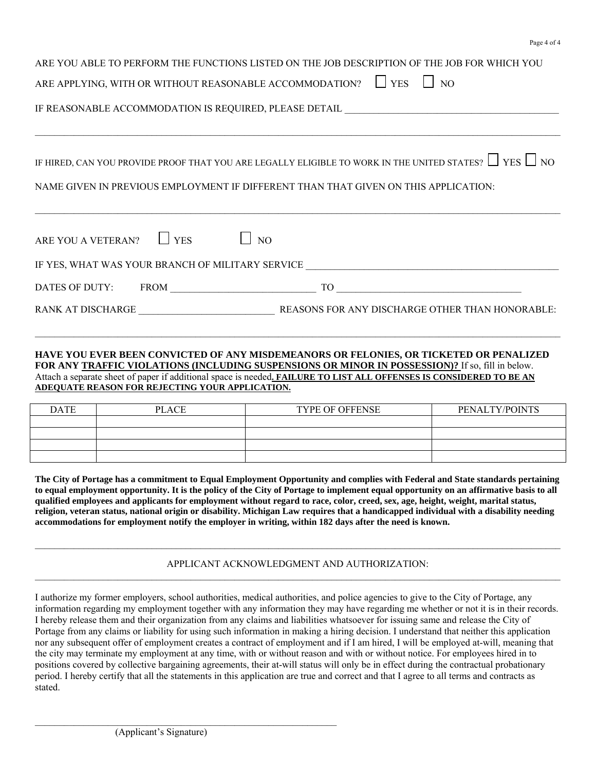ARE YOU ABLE TO PERFORM THE FUNCTIONS LISTED ON THE JOB DESCRIPTION OF THE JOB FOR WHICH YOU ARE APPLYING, WITH OR WITHOUT REASONABLE ACCOMMODATION? ☐ YES ☐ NO

IF REASONABLE ACCOMMODATION IS REQUIRED, PLEASE DETAIL ____________________________________________

______________________________________________________________________________________________

IF HIRED, CAN YOU PROVIDE PROOF THAT YOU ARE LEGALLY ELIGIBLE TO WORK IN THE UNITED STATES? ☐ YES ☐ NO

NAME GIVEN IN PREVIOUS EMPLOYMENT IF DIFFERENT THAN THAT GIVEN ON THIS APPLICATION:

______________________________________________________________________________________________

ARE YOU A VETERAN? ☐ YES ☐ NO

IF YES, WHAT WAS YOUR BRANCH OF MILITARY SERVICE ____________________________________________

DATES OF DUTY: FROM ____________________________ TO ____________________________________

RANK AT DISCHARGE ___________________________ REASONS FOR ANY DISCHARGE OTHER THAN HONORABLE:

______________________________________________________________________________________________

**HAVE YOU EVER BEEN CONVICTED OF ANY MISDEMEANORS OR FELONIES, OR TICKETED OR PENALIZED FOR ANY TRAFFIC VIOLATIONS (INCLUDING SUSPENSIONS OR MINOR IN POSSESSION)?** If so, fill in below. Attach a separate sheet of paper if additional space is needed**. FAILURE TO LIST ALL OFFENSES IS CONSIDERED TO BE AN ADEQUATE REASON FOR REJECTING YOUR APPLICATION.**

| DATE | PLACE | TYPE OF OFFENSE | PENALTY/POINTS |
|---|---|---|---|
| | | | |
| | | | |
| | | | |
| | | | |

**The City of Portage has a commitment to Equal Employment Opportunity and complies with Federal and State standards pertaining to equal employment opportunity. It is the policy of the City of Portage to implement equal opportunity on an affirmative basis to all qualified employees and applicants for employment without regard to race, color, creed, sex, age, height, weight, marital status, religion, veteran status, national origin or disability. Michigan Law requires that a handicapped individual with a disability needing accommodations for employment notify the employer in writing, within 182 days after the need is known.**

## APPLICANT ACKNOWLEDGMENT AND AUTHORIZATION:

I authorize my former employers, school authorities, medical authorities, and police agencies to give to the City of Portage, any information regarding my employment together with any information they may have regarding me whether or not it is in their records. I hereby release them and their organization from any claims and liabilities whatsoever for issuing same and release the City of Portage from any claims or liability for using such information in making a hiring decision. I understand that neither this application nor any subsequent offer of employment creates a contract of employment and if I am hired, I will be employed at-will, meaning that the city may terminate my employment at any time, with or without reason and with or without notice. For employees hired in to positions covered by collective bargaining agreements, their at-will status will only be in effect during the contractual probationary period. I hereby certify that all the statements in this application are true and correct and that I agree to all terms and contracts as stated.

____________________________________________________________

(Applicant's Signature)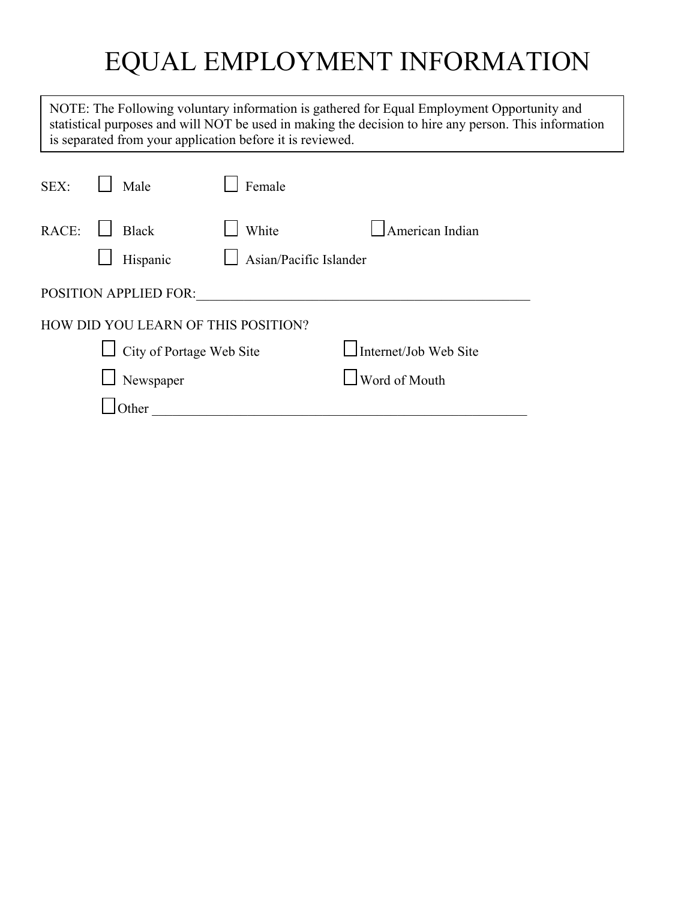# EQUAL EMPLOYMENT INFORMATION

NOTE: The Following voluntary information is gathered for Equal Employment Opportunity and statistical purposes and will NOT be used in making the decision to hire any person. This information is separated from your application before it is reviewed.

SEX: ☐ Male ☐ Female

RACE: ☐ Black ☐ White ☐ American Indian

☐ Hispanic ☐ Asian/Pacific Islander

POSITION APPLIED FOR:\_\_\_\_\_\_\_\_\_\_\_\_\_\_\_\_\_\_\_\_\_\_\_\_\_\_\_\_\_\_\_\_\_\_\_\_\_\_\_\_\_\_\_\_\_\_\_\_

HOW DID YOU LEARN OF THIS POSITION?

☐ City of Portage Web Site ☐ Internet/Job Web Site

☐ Newspaper ☐ Word of Mouth

☐ Other \_\_\_\_\_\_\_\_\_\_\_\_\_\_\_\_\_\_\_\_\_\_\_\_\_\_\_\_\_\_\_\_\_\_\_\_\_\_\_\_\_\_\_\_\_\_\_\_\_\_\_\_\_\_